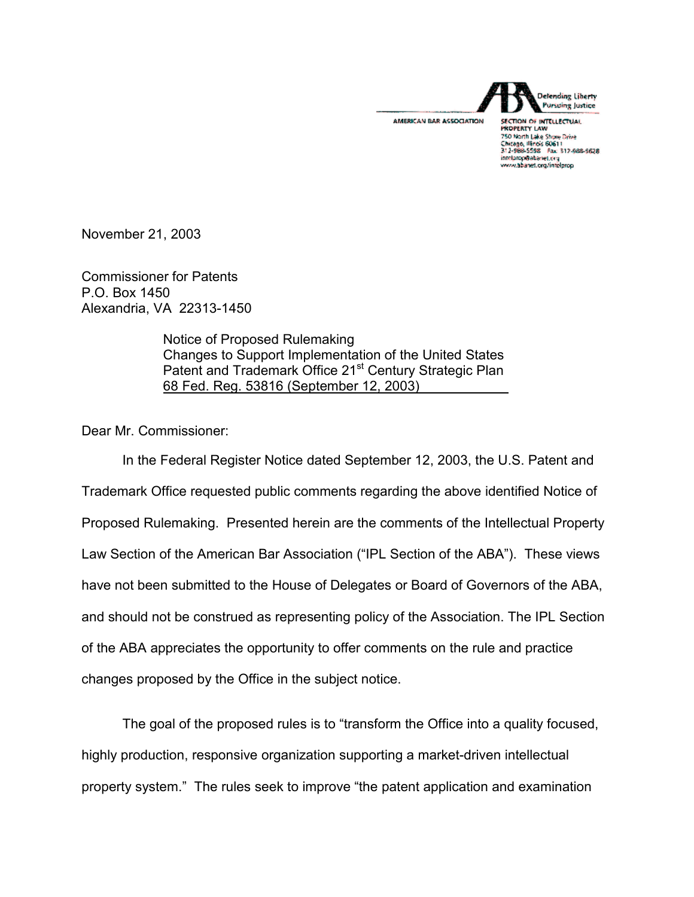AMERICAN BAR ASSOCIATION

Defending Liberty
Pursuing Justice

SECTION OF INTELLECTUAL PROPERTY LAW
750 North Lake Shore Drive
Chicago, Illinois 60611
312-988-5598 Fax 312-988-5628
intelprop@abanet.org
www.abanet.org/intelprop

November 21, 2003

Commissioner for Patents
P.O. Box 1450
Alexandria, VA 22313-1450

Notice of Proposed Rulemaking
Changes to Support Implementation of the United States Patent and Trademark Office 21st Century Strategic Plan
68 Fed. Reg. 53816 (September 12, 2003)

Dear Mr. Commissioner:

In the Federal Register Notice dated September 12, 2003, the U.S. Patent and Trademark Office requested public comments regarding the above identified Notice of Proposed Rulemaking. Presented herein are the comments of the Intellectual Property Law Section of the American Bar Association ("IPL Section of the ABA"). These views have not been submitted to the House of Delegates or Board of Governors of the ABA, and should not be construed as representing policy of the Association. The IPL Section of the ABA appreciates the opportunity to offer comments on the rule and practice changes proposed by the Office in the subject notice.

The goal of the proposed rules is to "transform the Office into a quality focused, highly production, responsive organization supporting a market-driven intellectual property system." The rules seek to improve "the patent application and examination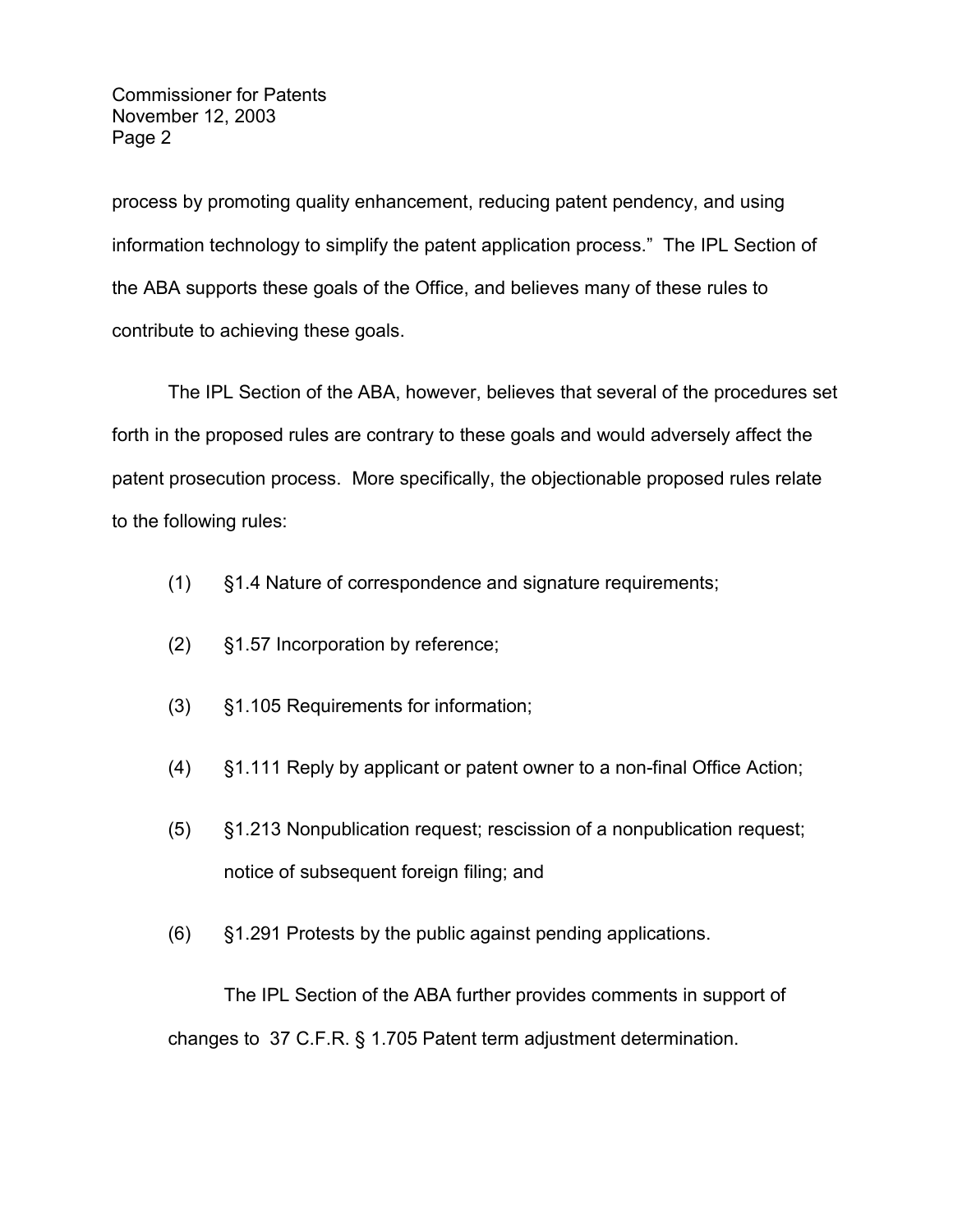process by promoting quality enhancement, reducing patent pendency, and using information technology to simplify the patent application process." The IPL Section of the ABA supports these goals of the Office, and believes many of these rules to contribute to achieving these goals.

The IPL Section of the ABA, however, believes that several of the procedures set forth in the proposed rules are contrary to these goals and would adversely affect the patent prosecution process. More specifically, the objectionable proposed rules relate to the following rules:

(1) §1.4 Nature of correspondence and signature requirements;

(2) §1.57 Incorporation by reference;

(3) §1.105 Requirements for information;

(4) §1.111 Reply by applicant or patent owner to a non-final Office Action;

(5) §1.213 Nonpublication request; rescission of a nonpublication request; notice of subsequent foreign filing; and

(6) §1.291 Protests by the public against pending applications.

The IPL Section of the ABA further provides comments in support of changes to 37 C.F.R. § 1.705 Patent term adjustment determination.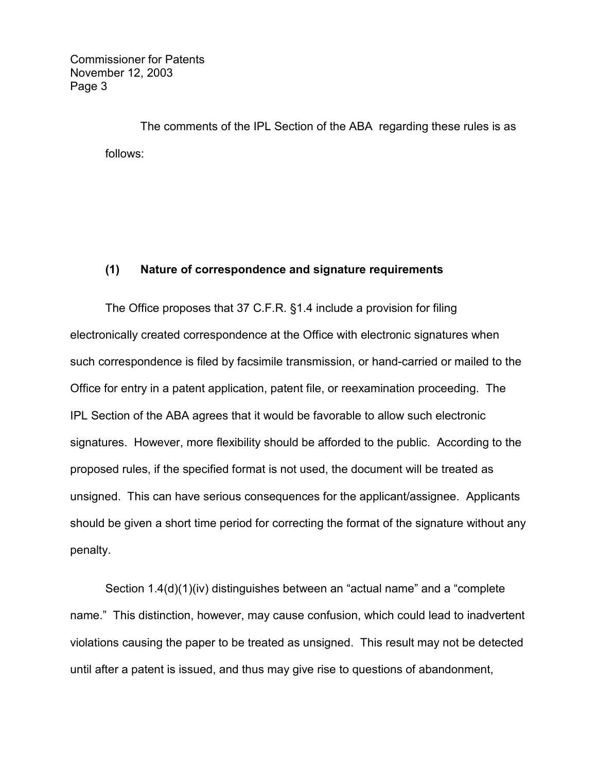The comments of the IPL Section of the ABA regarding these rules is as follows:

### (1) Nature of correspondence and signature requirements

The Office proposes that 37 C.F.R. §1.4 include a provision for filing electronically created correspondence at the Office with electronic signatures when such correspondence is filed by facsimile transmission, or hand-carried or mailed to the Office for entry in a patent application, patent file, or reexamination proceeding. The IPL Section of the ABA agrees that it would be favorable to allow such electronic signatures. However, more flexibility should be afforded to the public. According to the proposed rules, if the specified format is not used, the document will be treated as unsigned. This can have serious consequences for the applicant/assignee. Applicants should be given a short time period for correcting the format of the signature without any penalty.

Section 1.4(d)(1)(iv) distinguishes between an "actual name" and a "complete name." This distinction, however, may cause confusion, which could lead to inadvertent violations causing the paper to be treated as unsigned. This result may not be detected until after a patent is issued, and thus may give rise to questions of abandonment,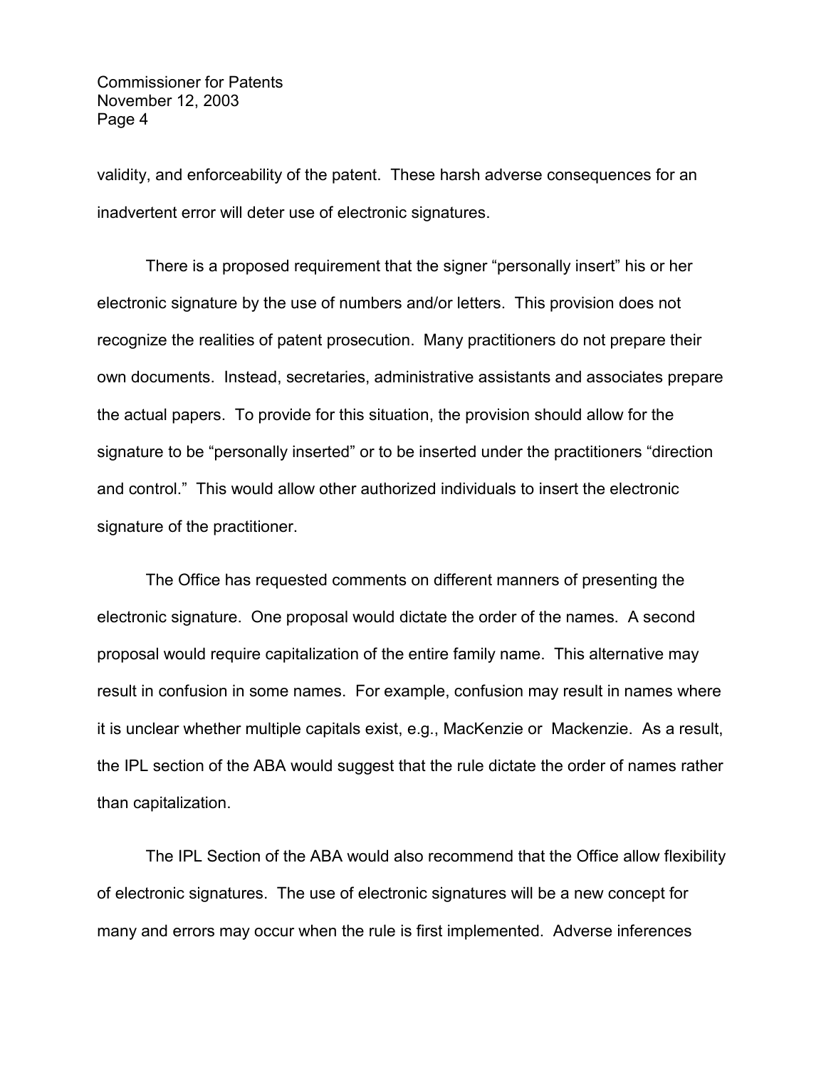validity, and enforceability of the patent. These harsh adverse consequences for an inadvertent error will deter use of electronic signatures.

There is a proposed requirement that the signer “personally insert” his or her electronic signature by the use of numbers and/or letters. This provision does not recognize the realities of patent prosecution. Many practitioners do not prepare their own documents. Instead, secretaries, administrative assistants and associates prepare the actual papers. To provide for this situation, the provision should allow for the signature to be “personally inserted” or to be inserted under the practitioners “direction and control.” This would allow other authorized individuals to insert the electronic signature of the practitioner.

The Office has requested comments on different manners of presenting the electronic signature. One proposal would dictate the order of the names. A second proposal would require capitalization of the entire family name. This alternative may result in confusion in some names. For example, confusion may result in names where it is unclear whether multiple capitals exist, e.g., MacKenzie or Mackenzie. As a result, the IPL section of the ABA would suggest that the rule dictate the order of names rather than capitalization.

The IPL Section of the ABA would also recommend that the Office allow flexibility of electronic signatures. The use of electronic signatures will be a new concept for many and errors may occur when the rule is first implemented. Adverse inferences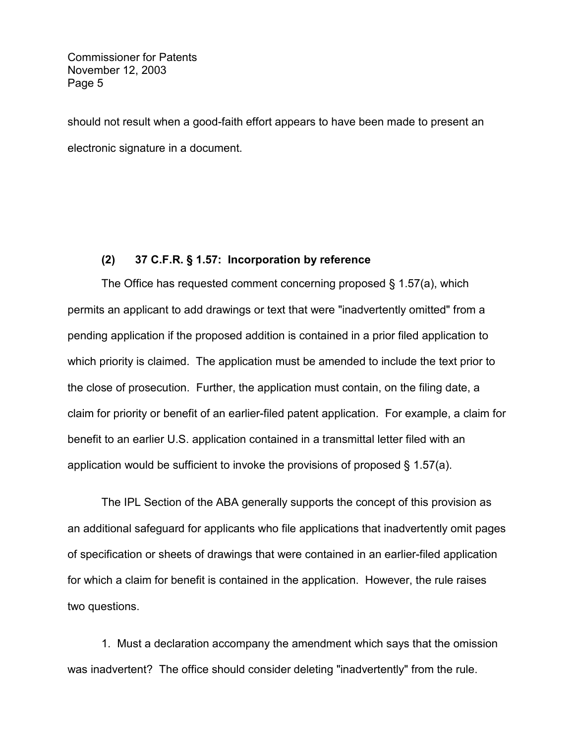should not result when a good-faith effort appears to have been made to present an electronic signature in a document.

**(2) 37 C.F.R. § 1.57: Incorporation by reference**

The Office has requested comment concerning proposed § 1.57(a), which permits an applicant to add drawings or text that were "inadvertently omitted" from a pending application if the proposed addition is contained in a prior filed application to which priority is claimed. The application must be amended to include the text prior to the close of prosecution. Further, the application must contain, on the filing date, a claim for priority or benefit of an earlier-filed patent application. For example, a claim for benefit to an earlier U.S. application contained in a transmittal letter filed with an application would be sufficient to invoke the provisions of proposed § 1.57(a).

The IPL Section of the ABA generally supports the concept of this provision as an additional safeguard for applicants who file applications that inadvertently omit pages of specification or sheets of drawings that were contained in an earlier-filed application for which a claim for benefit is contained in the application. However, the rule raises two questions.

1. Must a declaration accompany the amendment which says that the omission was inadvertent? The office should consider deleting "inadvertently" from the rule.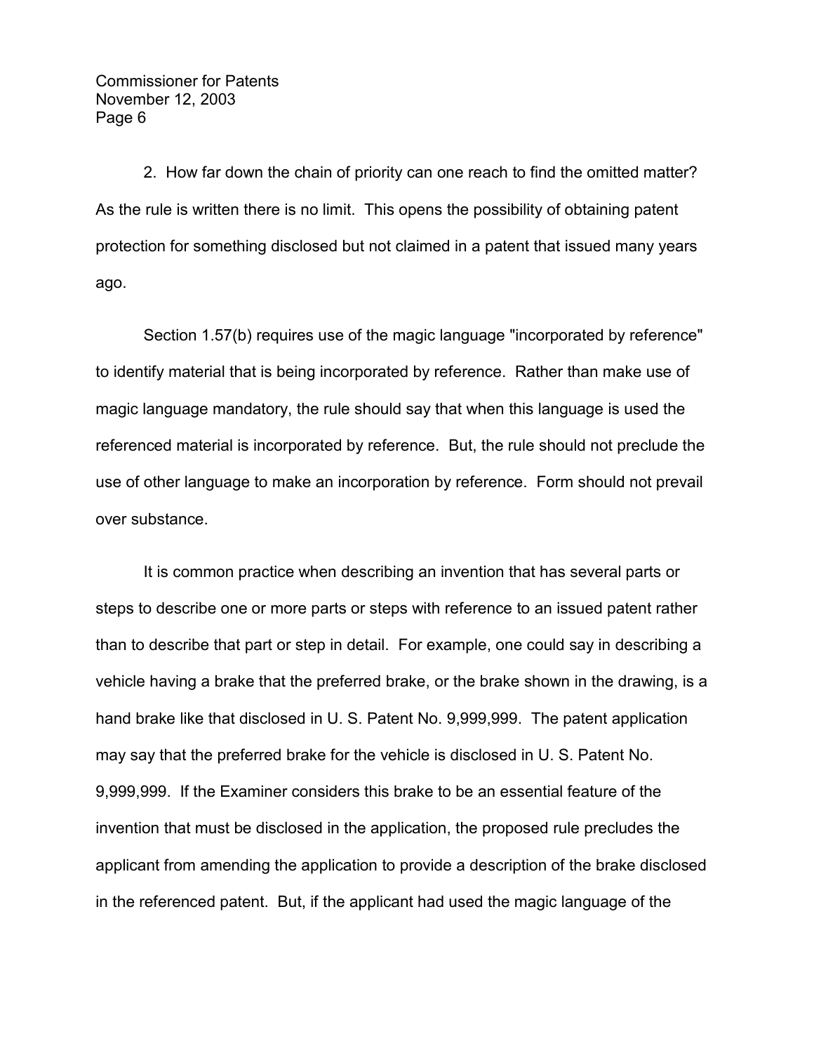2. How far down the chain of priority can one reach to find the omitted matter? As the rule is written there is no limit. This opens the possibility of obtaining patent protection for something disclosed but not claimed in a patent that issued many years ago.

Section 1.57(b) requires use of the magic language "incorporated by reference" to identify material that is being incorporated by reference. Rather than make use of magic language mandatory, the rule should say that when this language is used the referenced material is incorporated by reference. But, the rule should not preclude the use of other language to make an incorporation by reference. Form should not prevail over substance.

It is common practice when describing an invention that has several parts or steps to describe one or more parts or steps with reference to an issued patent rather than to describe that part or step in detail. For example, one could say in describing a vehicle having a brake that the preferred brake, or the brake shown in the drawing, is a hand brake like that disclosed in U. S. Patent No. 9,999,999. The patent application may say that the preferred brake for the vehicle is disclosed in U. S. Patent No. 9,999,999. If the Examiner considers this brake to be an essential feature of the invention that must be disclosed in the application, the proposed rule precludes the applicant from amending the application to provide a description of the brake disclosed in the referenced patent. But, if the applicant had used the magic language of the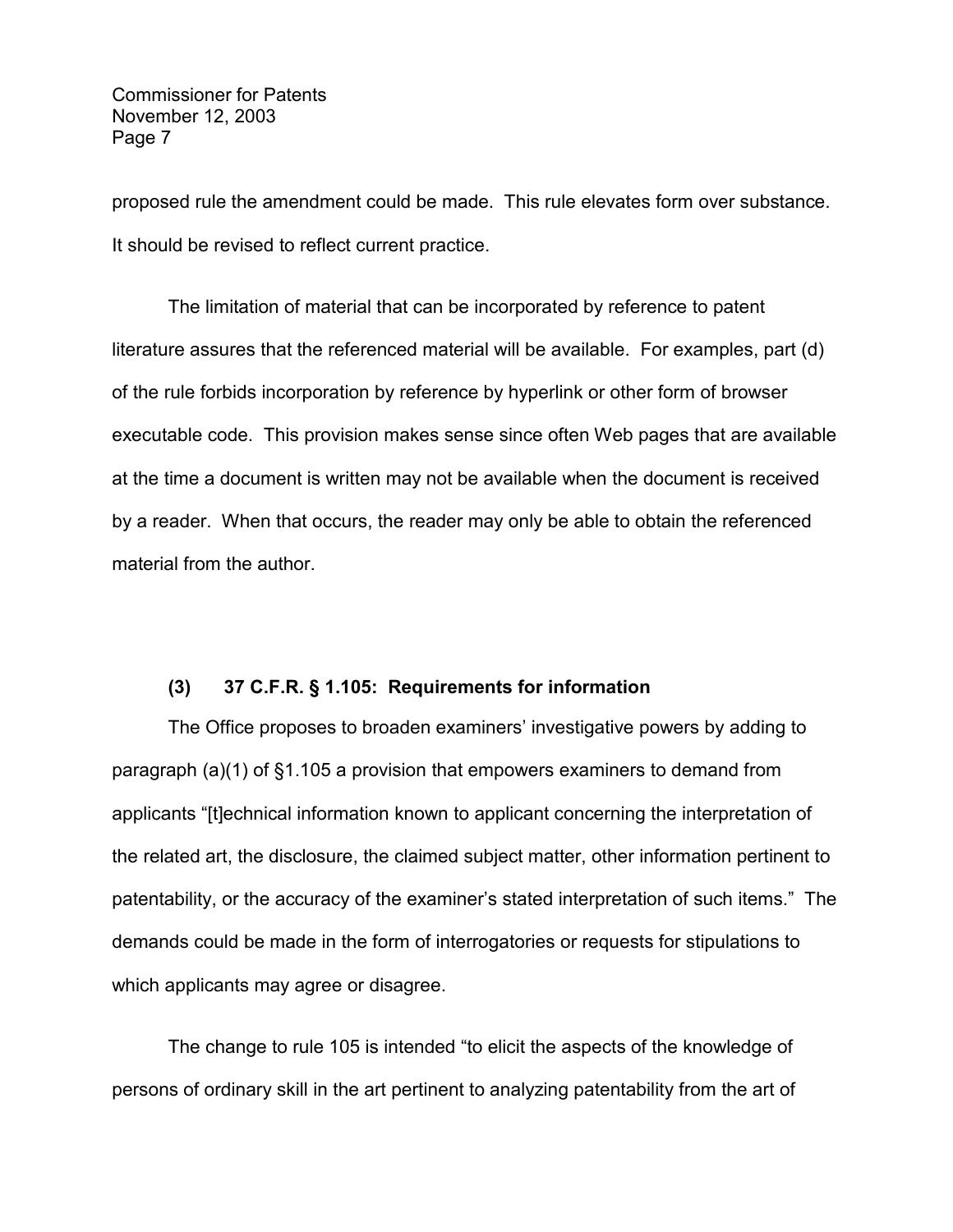proposed rule the amendment could be made. This rule elevates form over substance. It should be revised to reflect current practice.

The limitation of material that can be incorporated by reference to patent literature assures that the referenced material will be available. For examples, part (d) of the rule forbids incorporation by reference by hyperlink or other form of browser executable code. This provision makes sense since often Web pages that are available at the time a document is written may not be available when the document is received by a reader. When that occurs, the reader may only be able to obtain the referenced material from the author.

**(3) 37 C.F.R. § 1.105: Requirements for information**

The Office proposes to broaden examiners' investigative powers by adding to paragraph (a)(1) of §1.105 a provision that empowers examiners to demand from applicants "[t]echnical information known to applicant concerning the interpretation of the related art, the disclosure, the claimed subject matter, other information pertinent to patentability, or the accuracy of the examiner's stated interpretation of such items." The demands could be made in the form of interrogatories or requests for stipulations to which applicants may agree or disagree.

The change to rule 105 is intended "to elicit the aspects of the knowledge of persons of ordinary skill in the art pertinent to analyzing patentability from the art of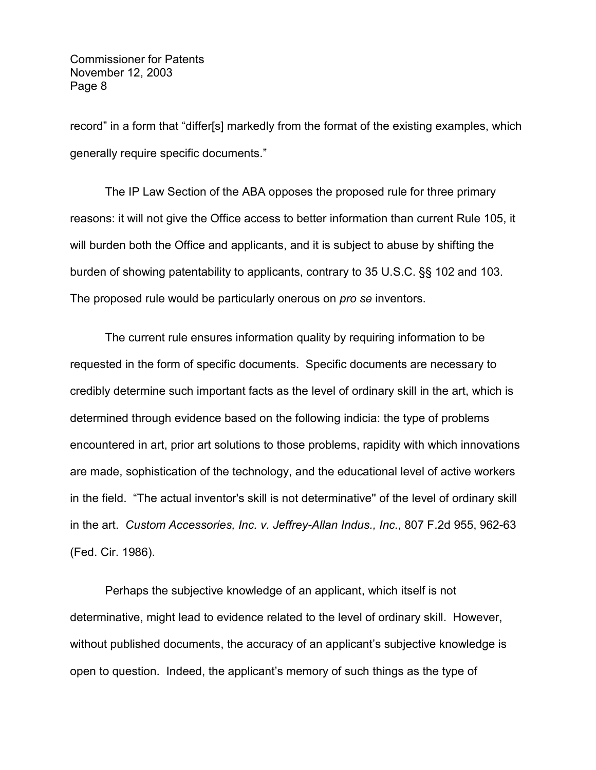record" in a form that "differ[s] markedly from the format of the existing examples, which generally require specific documents."

The IP Law Section of the ABA opposes the proposed rule for three primary reasons: it will not give the Office access to better information than current Rule 105, it will burden both the Office and applicants, and it is subject to abuse by shifting the burden of showing patentability to applicants, contrary to 35 U.S.C. §§ 102 and 103. The proposed rule would be particularly onerous on *pro se* inventors.

The current rule ensures information quality by requiring information to be requested in the form of specific documents. Specific documents are necessary to credibly determine such important facts as the level of ordinary skill in the art, which is determined through evidence based on the following indicia: the type of problems encountered in art, prior art solutions to those problems, rapidity with which innovations are made, sophistication of the technology, and the educational level of active workers in the field. "The actual inventor's skill is not determinative" of the level of ordinary skill in the art. *Custom Accessories, Inc. v. Jeffrey-Allan Indus., Inc.*, 807 F.2d 955, 962-63 (Fed. Cir. 1986).

Perhaps the subjective knowledge of an applicant, which itself is not determinative, might lead to evidence related to the level of ordinary skill. However, without published documents, the accuracy of an applicant's subjective knowledge is open to question. Indeed, the applicant's memory of such things as the type of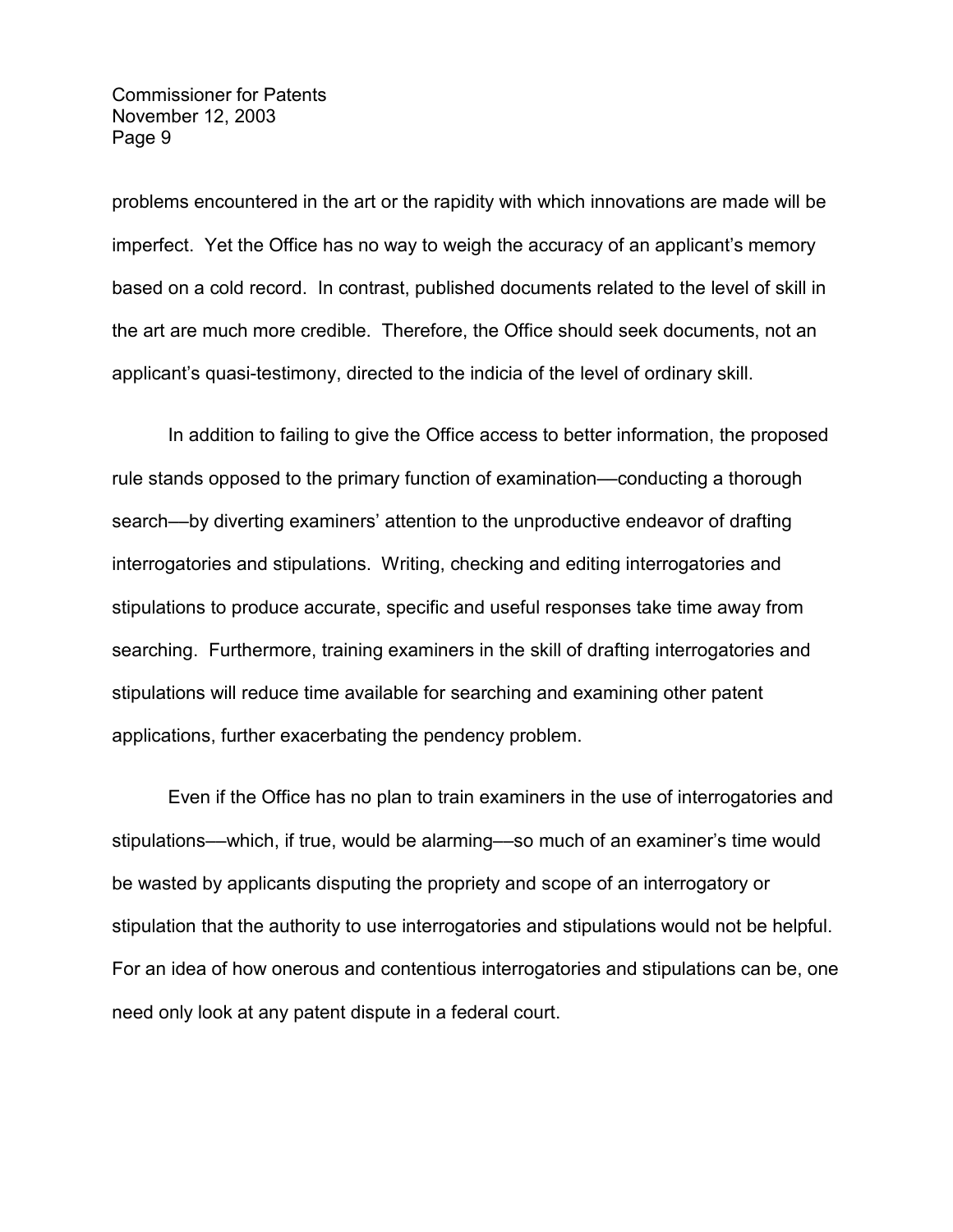problems encountered in the art or the rapidity with which innovations are made will be imperfect. Yet the Office has no way to weigh the accuracy of an applicant's memory based on a cold record. In contrast, published documents related to the level of skill in the art are much more credible. Therefore, the Office should seek documents, not an applicant's quasi-testimony, directed to the indicia of the level of ordinary skill.

In addition to failing to give the Office access to better information, the proposed rule stands opposed to the primary function of examination—conducting a thorough search—by diverting examiners' attention to the unproductive endeavor of drafting interrogatories and stipulations. Writing, checking and editing interrogatories and stipulations to produce accurate, specific and useful responses take time away from searching. Furthermore, training examiners in the skill of drafting interrogatories and stipulations will reduce time available for searching and examining other patent applications, further exacerbating the pendency problem.

Even if the Office has no plan to train examiners in the use of interrogatories and stipulations—which, if true, would be alarming—so much of an examiner's time would be wasted by applicants disputing the propriety and scope of an interrogatory or stipulation that the authority to use interrogatories and stipulations would not be helpful. For an idea of how onerous and contentious interrogatories and stipulations can be, one need only look at any patent dispute in a federal court.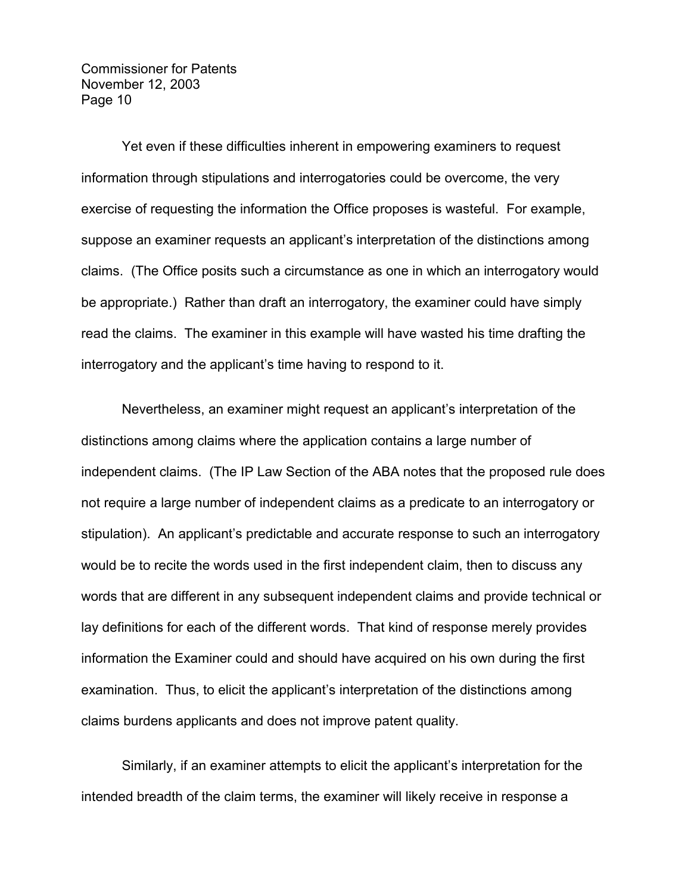Yet even if these difficulties inherent in empowering examiners to request information through stipulations and interrogatories could be overcome, the very exercise of requesting the information the Office proposes is wasteful. For example, suppose an examiner requests an applicant's interpretation of the distinctions among claims. (The Office posits such a circumstance as one in which an interrogatory would be appropriate.) Rather than draft an interrogatory, the examiner could have simply read the claims. The examiner in this example will have wasted his time drafting the interrogatory and the applicant's time having to respond to it.

Nevertheless, an examiner might request an applicant's interpretation of the distinctions among claims where the application contains a large number of independent claims. (The IP Law Section of the ABA notes that the proposed rule does not require a large number of independent claims as a predicate to an interrogatory or stipulation). An applicant's predictable and accurate response to such an interrogatory would be to recite the words used in the first independent claim, then to discuss any words that are different in any subsequent independent claims and provide technical or lay definitions for each of the different words. That kind of response merely provides information the Examiner could and should have acquired on his own during the first examination. Thus, to elicit the applicant's interpretation of the distinctions among claims burdens applicants and does not improve patent quality.

Similarly, if an examiner attempts to elicit the applicant's interpretation for the intended breadth of the claim terms, the examiner will likely receive in response a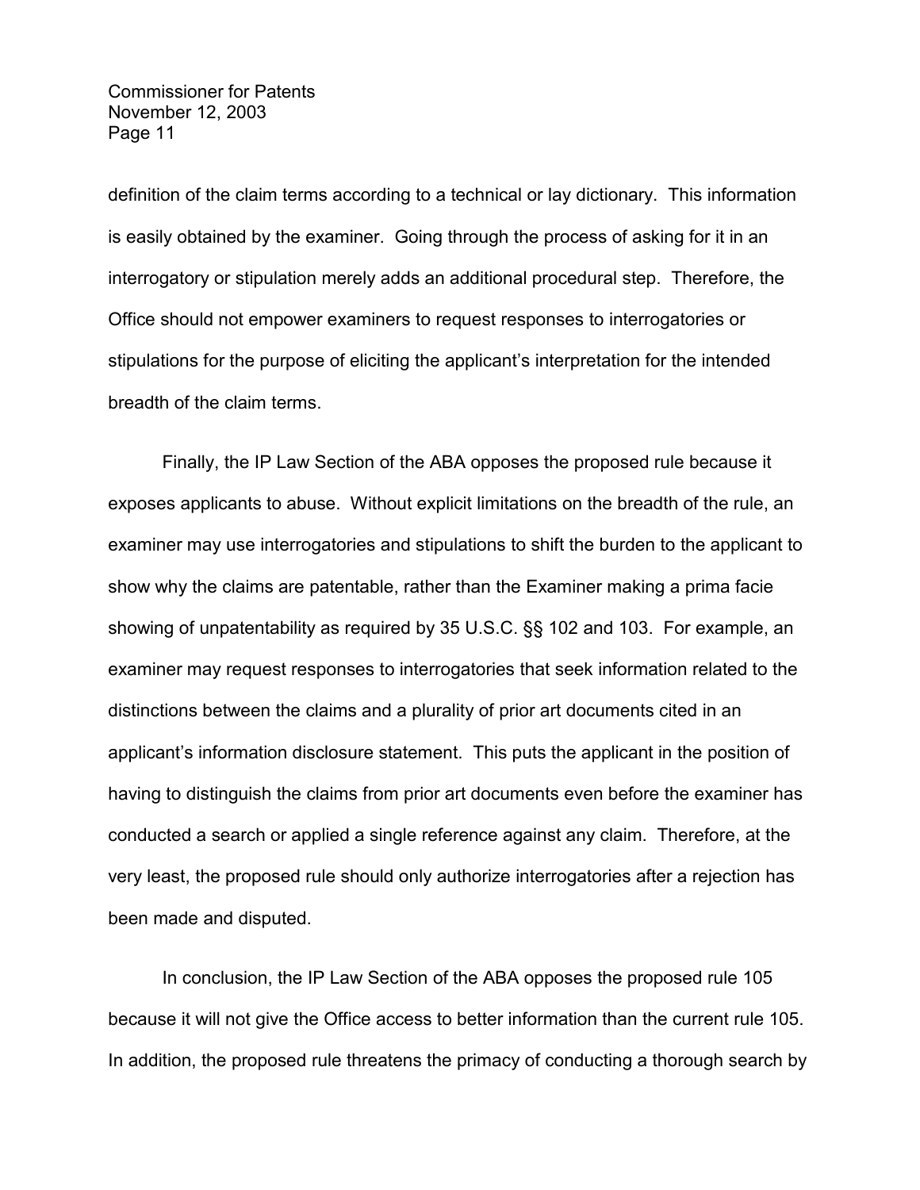definition of the claim terms according to a technical or lay dictionary. This information is easily obtained by the examiner. Going through the process of asking for it in an interrogatory or stipulation merely adds an additional procedural step. Therefore, the Office should not empower examiners to request responses to interrogatories or stipulations for the purpose of eliciting the applicant's interpretation for the intended breadth of the claim terms.

Finally, the IP Law Section of the ABA opposes the proposed rule because it exposes applicants to abuse. Without explicit limitations on the breadth of the rule, an examiner may use interrogatories and stipulations to shift the burden to the applicant to show why the claims are patentable, rather than the Examiner making a prima facie showing of unpatentability as required by 35 U.S.C. §§ 102 and 103. For example, an examiner may request responses to interrogatories that seek information related to the distinctions between the claims and a plurality of prior art documents cited in an applicant's information disclosure statement. This puts the applicant in the position of having to distinguish the claims from prior art documents even before the examiner has conducted a search or applied a single reference against any claim. Therefore, at the very least, the proposed rule should only authorize interrogatories after a rejection has been made and disputed.

In conclusion, the IP Law Section of the ABA opposes the proposed rule 105 because it will not give the Office access to better information than the current rule 105. In addition, the proposed rule threatens the primacy of conducting a thorough search by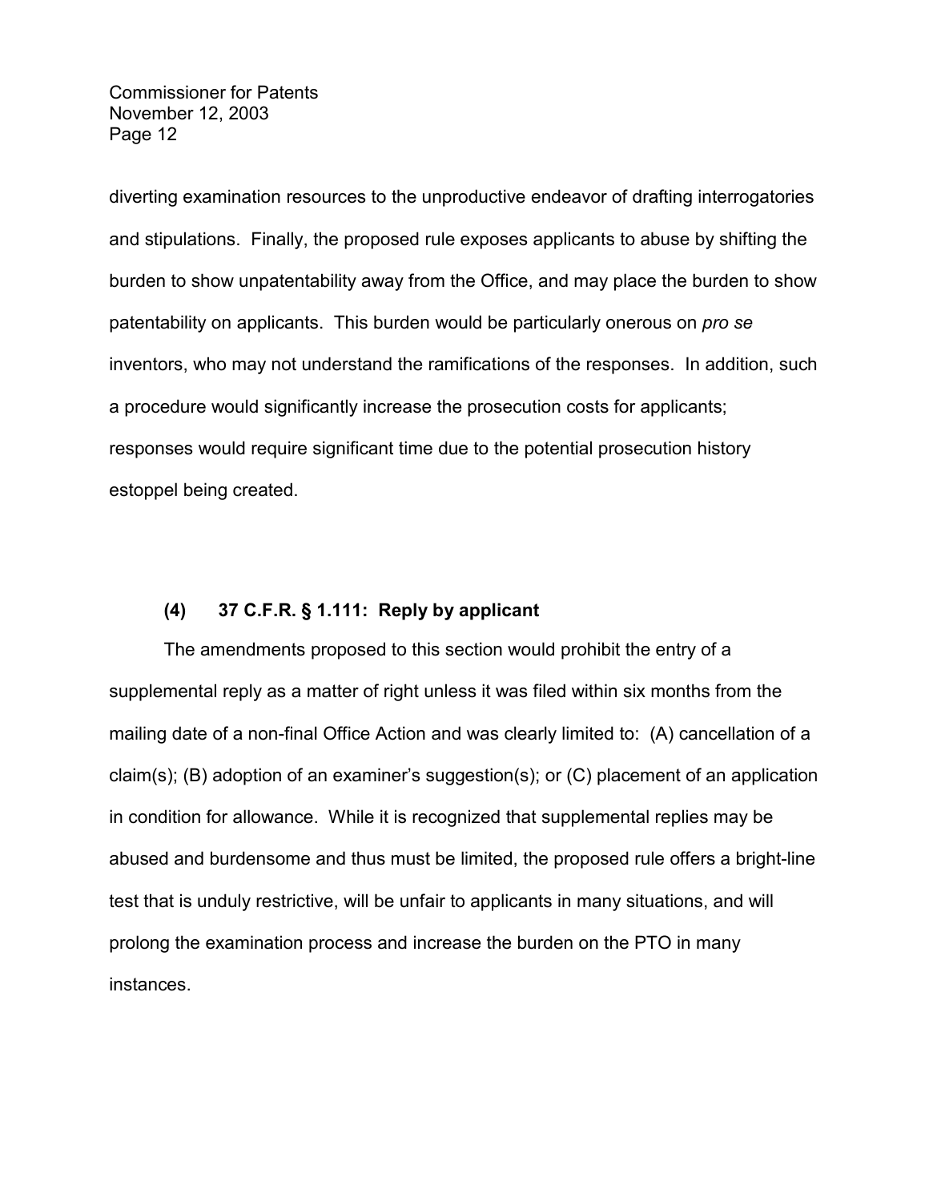diverting examination resources to the unproductive endeavor of drafting interrogatories and stipulations. Finally, the proposed rule exposes applicants to abuse by shifting the burden to show unpatentability away from the Office, and may place the burden to show patentability on applicants. This burden would be particularly onerous on *pro se* inventors, who may not understand the ramifications of the responses. In addition, such a procedure would significantly increase the prosecution costs for applicants; responses would require significant time due to the potential prosecution history estoppel being created.

### (4) 37 C.F.R. § 1.111: Reply by applicant

The amendments proposed to this section would prohibit the entry of a supplemental reply as a matter of right unless it was filed within six months from the mailing date of a non-final Office Action and was clearly limited to: (A) cancellation of a claim(s); (B) adoption of an examiner's suggestion(s); or (C) placement of an application in condition for allowance. While it is recognized that supplemental replies may be abused and burdensome and thus must be limited, the proposed rule offers a bright-line test that is unduly restrictive, will be unfair to applicants in many situations, and will prolong the examination process and increase the burden on the PTO in many instances.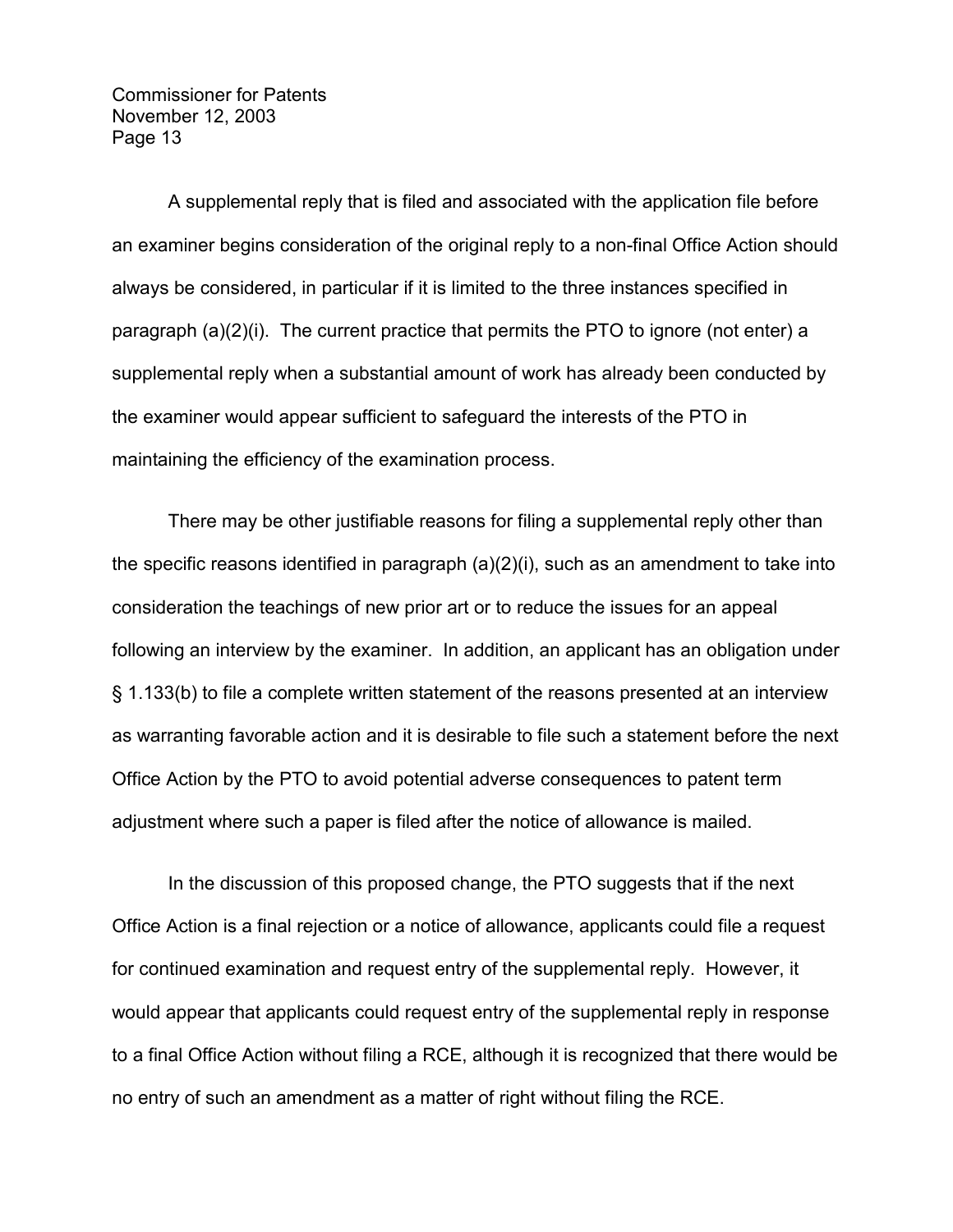A supplemental reply that is filed and associated with the application file before an examiner begins consideration of the original reply to a non-final Office Action should always be considered, in particular if it is limited to the three instances specified in paragraph (a)(2)(i). The current practice that permits the PTO to ignore (not enter) a supplemental reply when a substantial amount of work has already been conducted by the examiner would appear sufficient to safeguard the interests of the PTO in maintaining the efficiency of the examination process.

There may be other justifiable reasons for filing a supplemental reply other than the specific reasons identified in paragraph (a)(2)(i), such as an amendment to take into consideration the teachings of new prior art or to reduce the issues for an appeal following an interview by the examiner. In addition, an applicant has an obligation under § 1.133(b) to file a complete written statement of the reasons presented at an interview as warranting favorable action and it is desirable to file such a statement before the next Office Action by the PTO to avoid potential adverse consequences to patent term adjustment where such a paper is filed after the notice of allowance is mailed.

In the discussion of this proposed change, the PTO suggests that if the next Office Action is a final rejection or a notice of allowance, applicants could file a request for continued examination and request entry of the supplemental reply. However, it would appear that applicants could request entry of the supplemental reply in response to a final Office Action without filing a RCE, although it is recognized that there would be no entry of such an amendment as a matter of right without filing the RCE.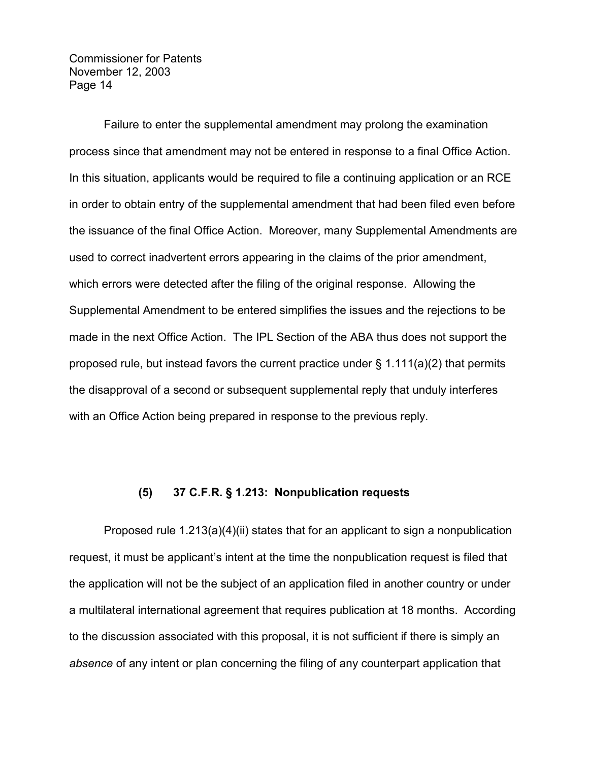Failure to enter the supplemental amendment may prolong the examination process since that amendment may not be entered in response to a final Office Action. In this situation, applicants would be required to file a continuing application or an RCE in order to obtain entry of the supplemental amendment that had been filed even before the issuance of the final Office Action. Moreover, many Supplemental Amendments are used to correct inadvertent errors appearing in the claims of the prior amendment, which errors were detected after the filing of the original response. Allowing the Supplemental Amendment to be entered simplifies the issues and the rejections to be made in the next Office Action. The IPL Section of the ABA thus does not support the proposed rule, but instead favors the current practice under § 1.111(a)(2) that permits the disapproval of a second or subsequent supplemental reply that unduly interferes with an Office Action being prepared in response to the previous reply.

### (5) 37 C.F.R. § 1.213: Nonpublication requests

Proposed rule 1.213(a)(4)(ii) states that for an applicant to sign a nonpublication request, it must be applicant's intent at the time the nonpublication request is filed that the application will not be the subject of an application filed in another country or under a multilateral international agreement that requires publication at 18 months. According to the discussion associated with this proposal, it is not sufficient if there is simply an *absence* of any intent or plan concerning the filing of any counterpart application that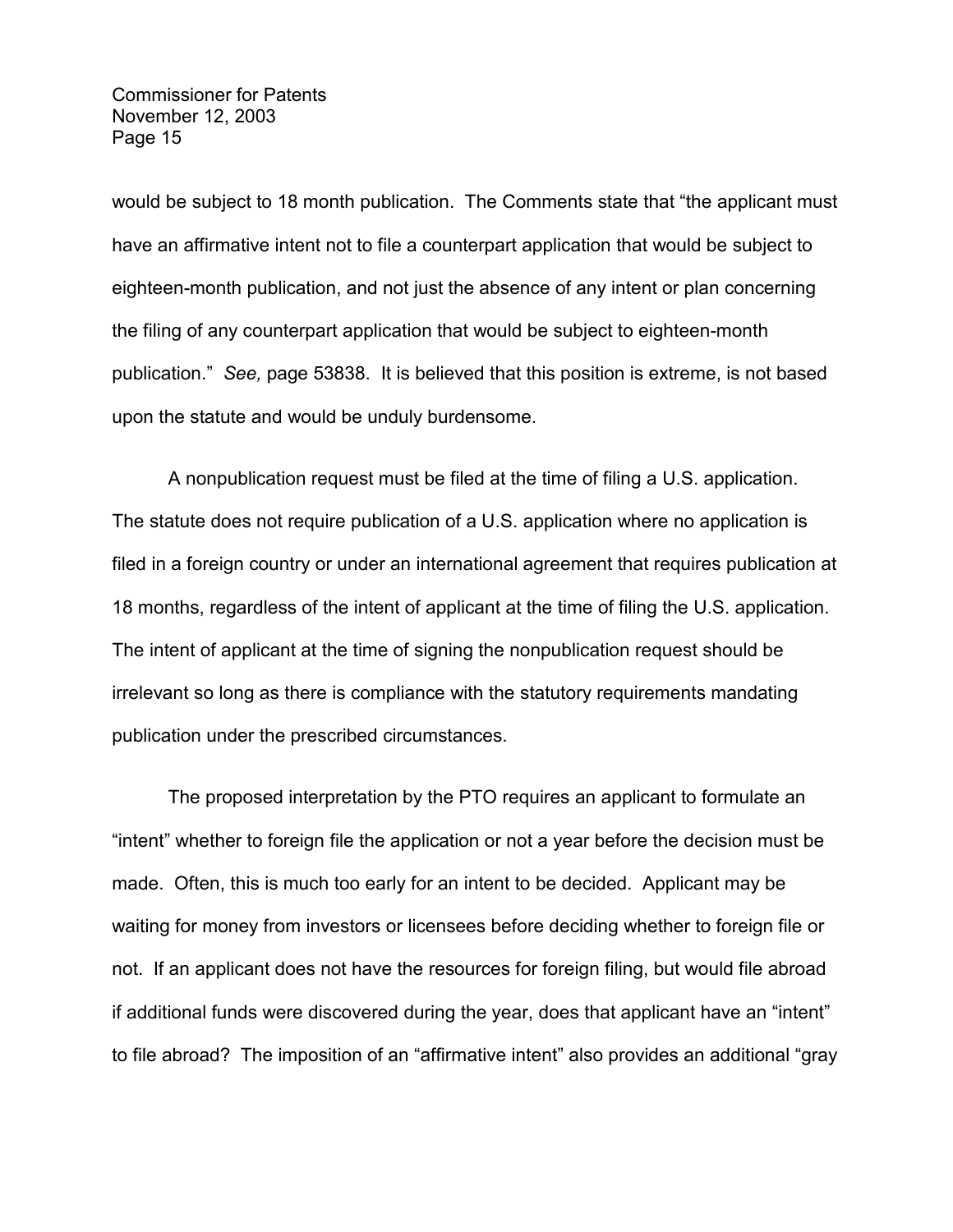would be subject to 18 month publication. The Comments state that "the applicant must have an affirmative intent not to file a counterpart application that would be subject to eighteen-month publication, and not just the absence of any intent or plan concerning the filing of any counterpart application that would be subject to eighteen-month publication." *See,* page 53838. It is believed that this position is extreme, is not based upon the statute and would be unduly burdensome.

A nonpublication request must be filed at the time of filing a U.S. application. The statute does not require publication of a U.S. application where no application is filed in a foreign country or under an international agreement that requires publication at 18 months, regardless of the intent of applicant at the time of filing the U.S. application. The intent of applicant at the time of signing the nonpublication request should be irrelevant so long as there is compliance with the statutory requirements mandating publication under the prescribed circumstances.

The proposed interpretation by the PTO requires an applicant to formulate an "intent" whether to foreign file the application or not a year before the decision must be made. Often, this is much too early for an intent to be decided. Applicant may be waiting for money from investors or licensees before deciding whether to foreign file or not. If an applicant does not have the resources for foreign filing, but would file abroad if additional funds were discovered during the year, does that applicant have an "intent" to file abroad? The imposition of an "affirmative intent" also provides an additional "gray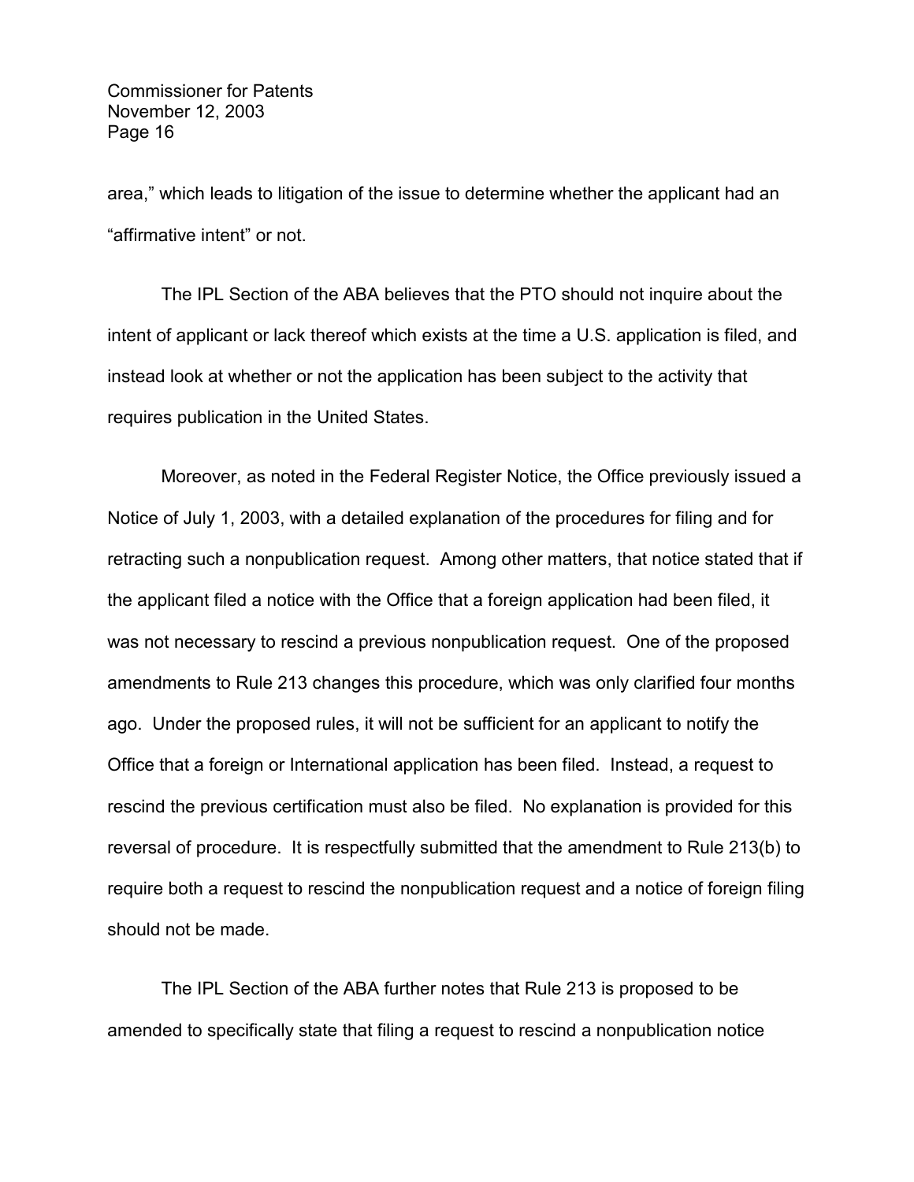area," which leads to litigation of the issue to determine whether the applicant had an "affirmative intent" or not.

The IPL Section of the ABA believes that the PTO should not inquire about the intent of applicant or lack thereof which exists at the time a U.S. application is filed, and instead look at whether or not the application has been subject to the activity that requires publication in the United States.

Moreover, as noted in the Federal Register Notice, the Office previously issued a Notice of July 1, 2003, with a detailed explanation of the procedures for filing and for retracting such a nonpublication request. Among other matters, that notice stated that if the applicant filed a notice with the Office that a foreign application had been filed, it was not necessary to rescind a previous nonpublication request. One of the proposed amendments to Rule 213 changes this procedure, which was only clarified four months ago. Under the proposed rules, it will not be sufficient for an applicant to notify the Office that a foreign or International application has been filed. Instead, a request to rescind the previous certification must also be filed. No explanation is provided for this reversal of procedure. It is respectfully submitted that the amendment to Rule 213(b) to require both a request to rescind the nonpublication request and a notice of foreign filing should not be made.

The IPL Section of the ABA further notes that Rule 213 is proposed to be amended to specifically state that filing a request to rescind a nonpublication notice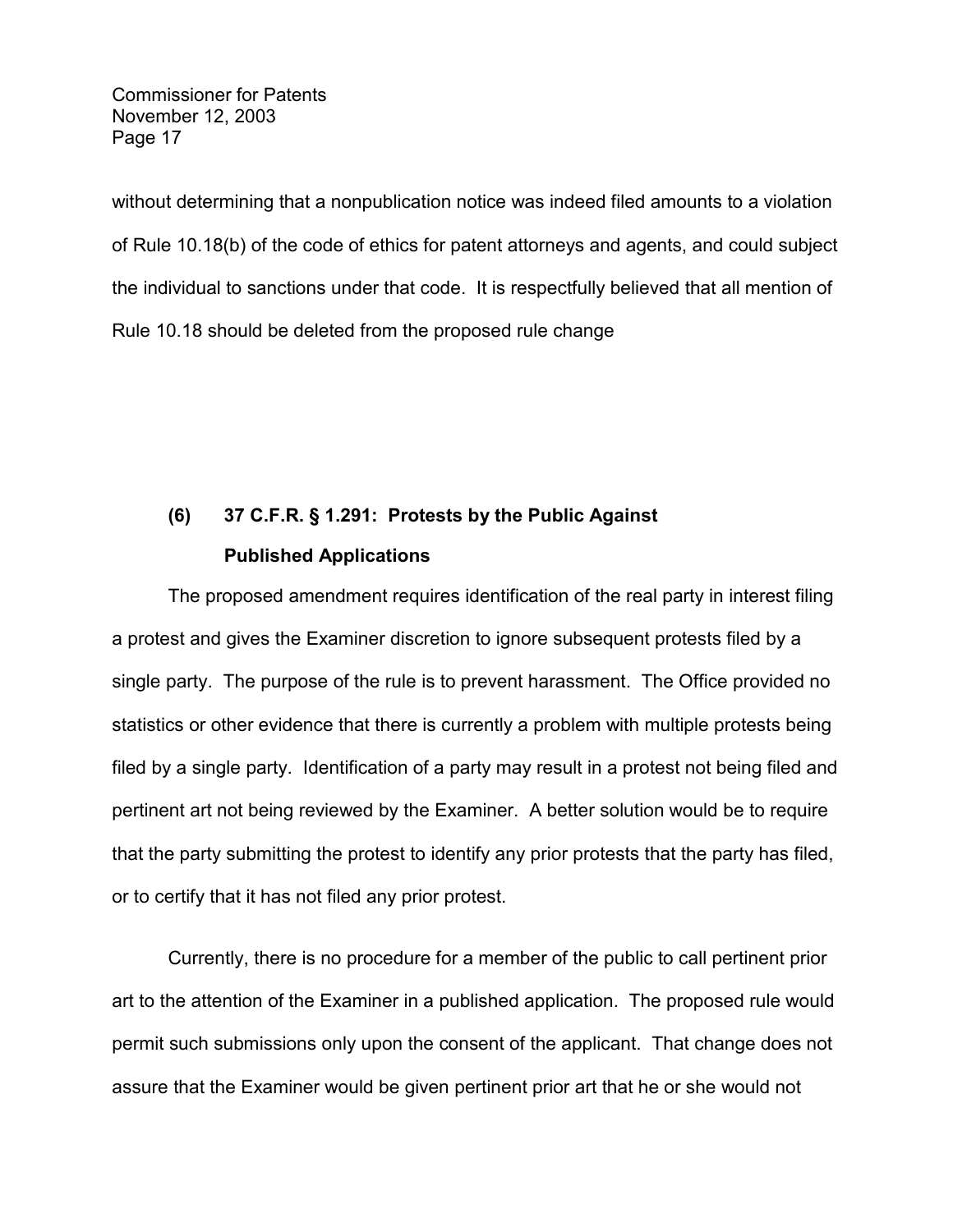without determining that a nonpublication notice was indeed filed amounts to a violation of Rule 10.18(b) of the code of ethics for patent attorneys and agents, and could subject the individual to sanctions under that code. It is respectfully believed that all mention of Rule 10.18 should be deleted from the proposed rule change

### (6) 37 C.F.R. § 1.291: Protests by the Public Against Published Applications

The proposed amendment requires identification of the real party in interest filing a protest and gives the Examiner discretion to ignore subsequent protests filed by a single party. The purpose of the rule is to prevent harassment. The Office provided no statistics or other evidence that there is currently a problem with multiple protests being filed by a single party. Identification of a party may result in a protest not being filed and pertinent art not being reviewed by the Examiner. A better solution would be to require that the party submitting the protest to identify any prior protests that the party has filed, or to certify that it has not filed any prior protest.

Currently, there is no procedure for a member of the public to call pertinent prior art to the attention of the Examiner in a published application. The proposed rule would permit such submissions only upon the consent of the applicant. That change does not assure that the Examiner would be given pertinent prior art that he or she would not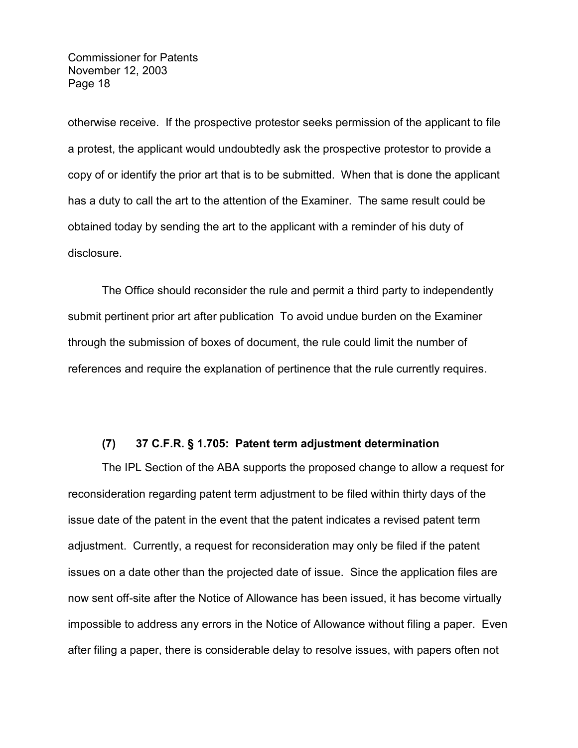otherwise receive. If the prospective protestor seeks permission of the applicant to file a protest, the applicant would undoubtedly ask the prospective protestor to provide a copy of or identify the prior art that is to be submitted. When that is done the applicant has a duty to call the art to the attention of the Examiner. The same result could be obtained today by sending the art to the applicant with a reminder of his duty of disclosure.

The Office should reconsider the rule and permit a third party to independently submit pertinent prior art after publication To avoid undue burden on the Examiner through the submission of boxes of document, the rule could limit the number of references and require the explanation of pertinence that the rule currently requires.

**(7) 37 C.F.R. § 1.705: Patent term adjustment determination**

The IPL Section of the ABA supports the proposed change to allow a request for reconsideration regarding patent term adjustment to be filed within thirty days of the issue date of the patent in the event that the patent indicates a revised patent term adjustment. Currently, a request for reconsideration may only be filed if the patent issues on a date other than the projected date of issue. Since the application files are now sent off-site after the Notice of Allowance has been issued, it has become virtually impossible to address any errors in the Notice of Allowance without filing a paper. Even after filing a paper, there is considerable delay to resolve issues, with papers often not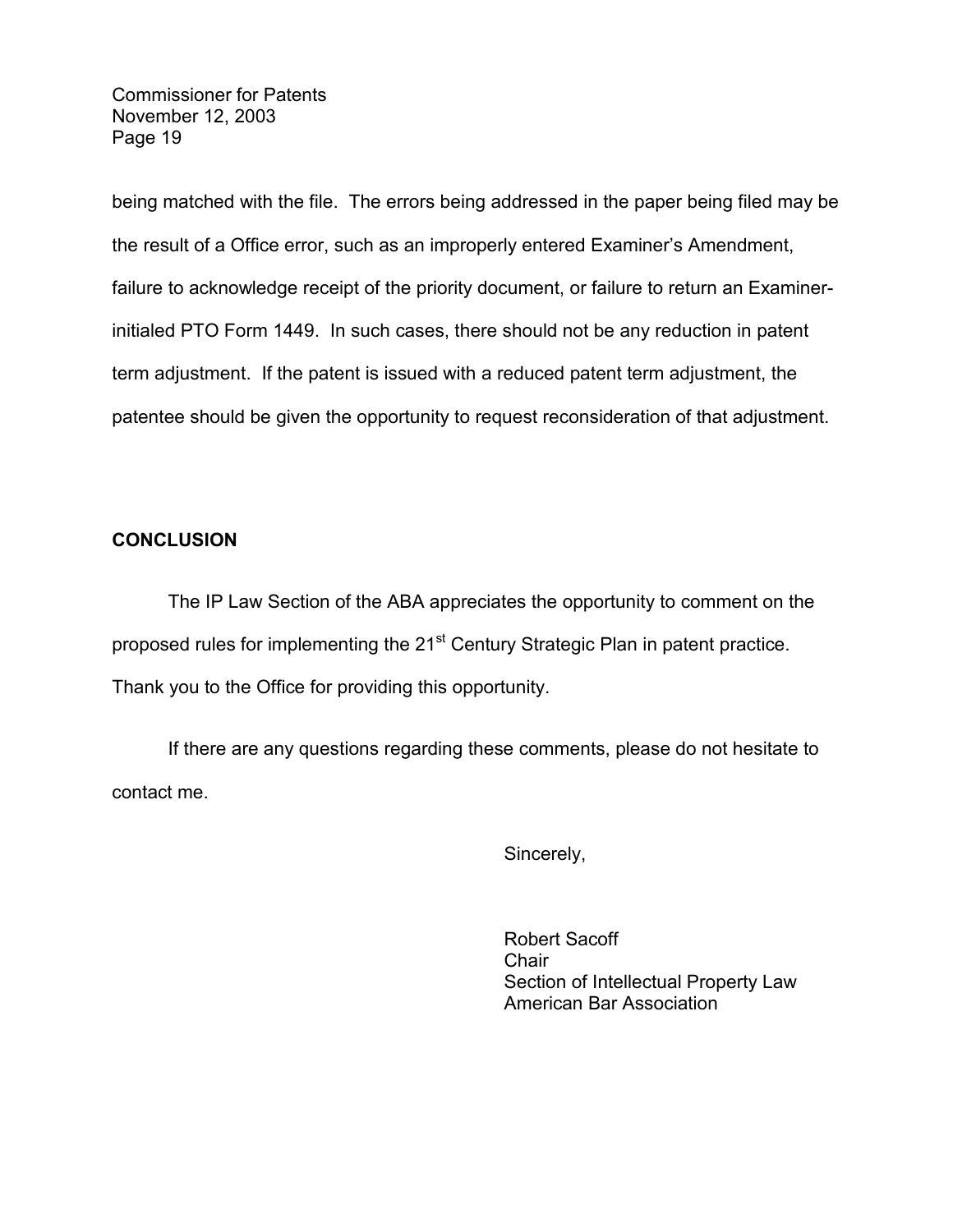being matched with the file. The errors being addressed in the paper being filed may be the result of a Office error, such as an improperly entered Examiner's Amendment, failure to acknowledge receipt of the priority document, or failure to return an Examiner-initialed PTO Form 1449. In such cases, there should not be any reduction in patent term adjustment. If the patent is issued with a reduced patent term adjustment, the patentee should be given the opportunity to request reconsideration of that adjustment.

**CONCLUSION**

The IP Law Section of the ABA appreciates the opportunity to comment on the proposed rules for implementing the 21st Century Strategic Plan in patent practice. Thank you to the Office for providing this opportunity.

If there are any questions regarding these comments, please do not hesitate to contact me.

Sincerely,

Robert Sacoff
Chair
Section of Intellectual Property Law
American Bar Association